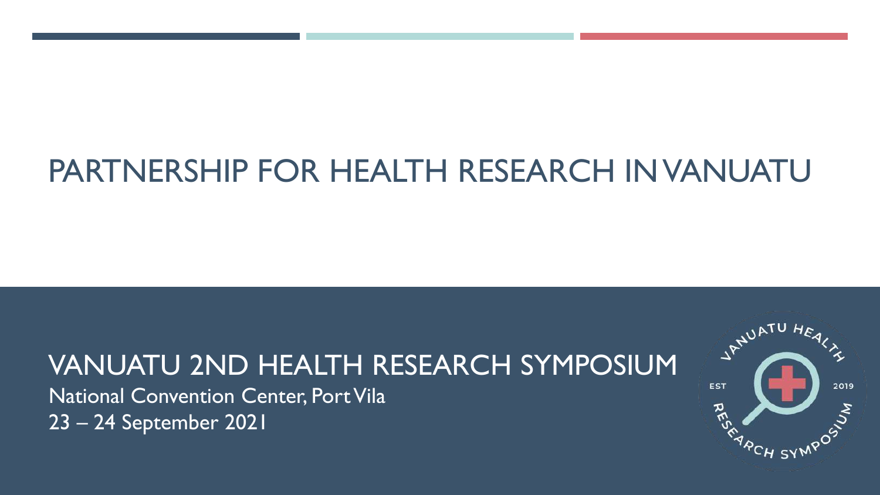# PARTNERSHIP FOR HEALTH RESEARCH IN VANUATU

## VANUATU 2ND HEALTH RESEARCH SYMPOSIUM

National Convention Center, Port Vila

23 – 24 September 2021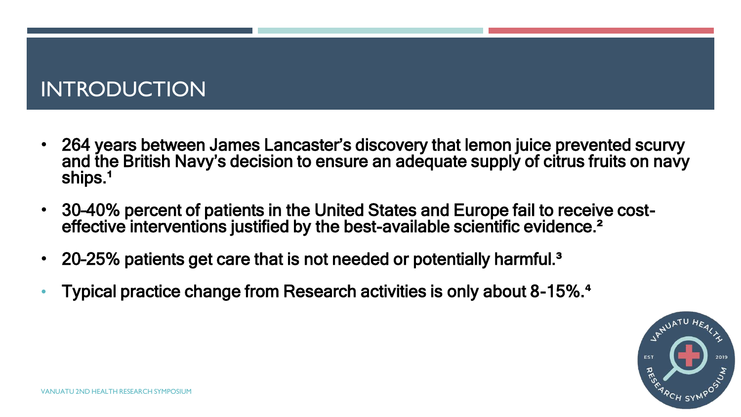# INTRODUCTION

- 264 years between James Lancaster's discovery that lemon juice prevented scurvy and the British Navy's decision to ensure an adequate supply of citrus fruits on navy ships.[1]
- 30–40% percent of patients in the United States and Europe fail to receive cost-effective interventions justified by the best-available scientific evidence.[2]
- 20–25% patients get care that is not needed or potentially harmful.[3]
- Typical practice change from Research activities is only about 8-15%.[4]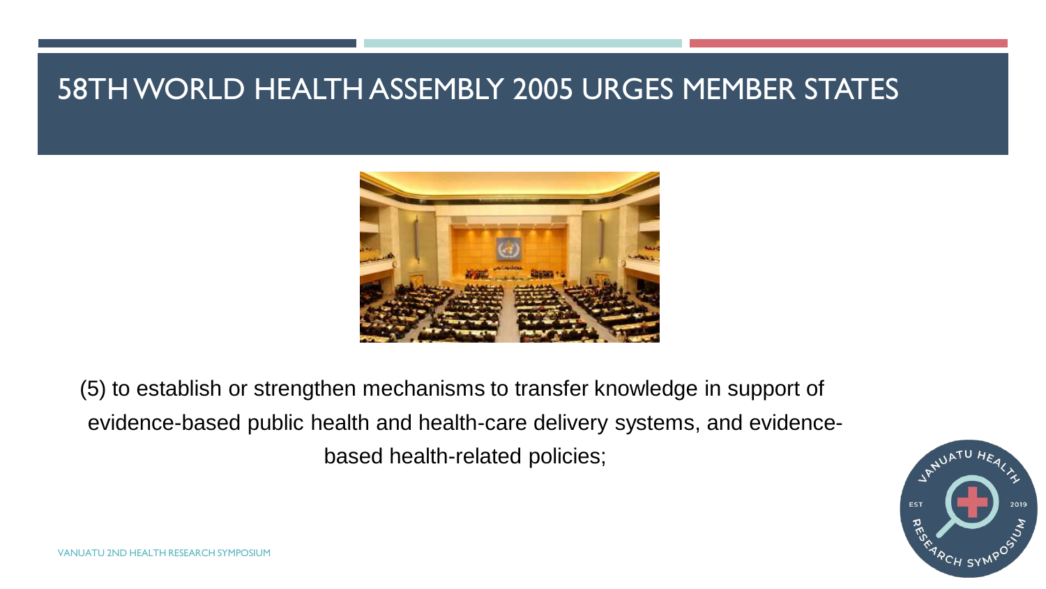# 58TH WORLD HEALTH ASSEMBLY 2005 URGES MEMBER STATES

(5) to establish or strengthen mechanisms to transfer knowledge in support of evidence-based public health and health-care delivery systems, and evidence-based health-related policies;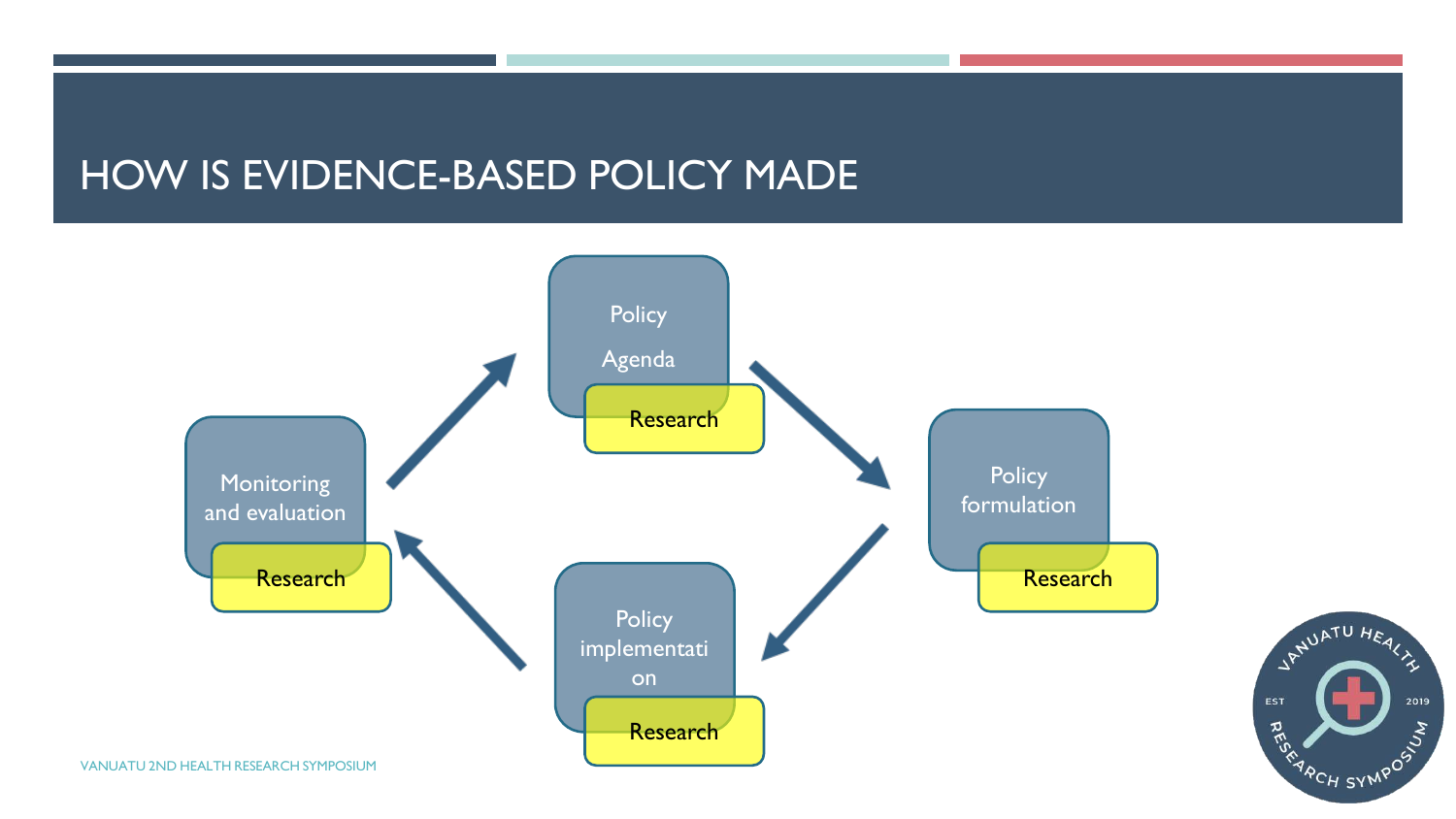# HOW IS EVIDENCE-BASED POLICY MADE

Policy Agenda — Research

Policy formulation — Research

Policy implementation — Research

Monitoring and evaluation — Research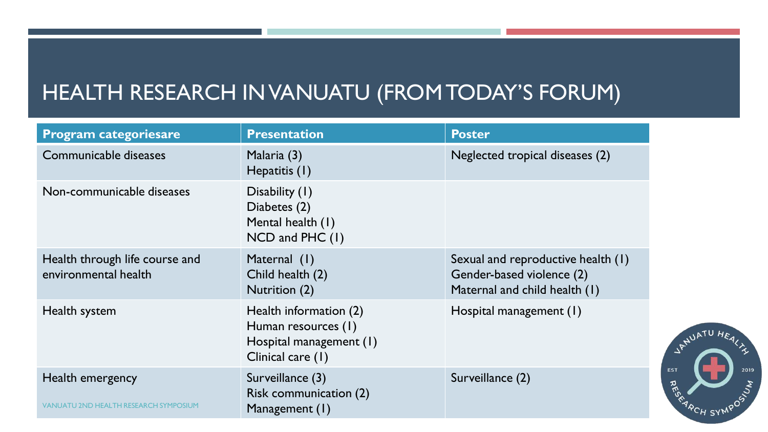# HEALTH RESEARCH IN VANUATU (FROM TODAY'S FORUM)

| Program categoriesare | Presentation | Poster |
|---|---|---|
| Communicable diseases | Malaria (3)<br>Hepatitis (1) | Neglected tropical diseases (2) |
| Non-communicable diseases | Disability (1)<br>Diabetes (2)<br>Mental health (1)<br>NCD and PHC (1) | |
| Health through life course and environmental health | Maternal (1)<br>Child health (2)<br>Nutrition (2) | Sexual and reproductive health (1)<br>Gender-based violence (2)<br>Maternal and child health (1) |
| Health system | Health information (2)<br>Human resources (1)<br>Hospital management (1)<br>Clinical care (1) | Hospital management (1) |
| Health emergency | Surveillance (3)<br>Risk communication (2)<br>Management (1) | Surveillance (2) |

VANUATU 2ND HEALTH RESEARCH SYMPOSIUM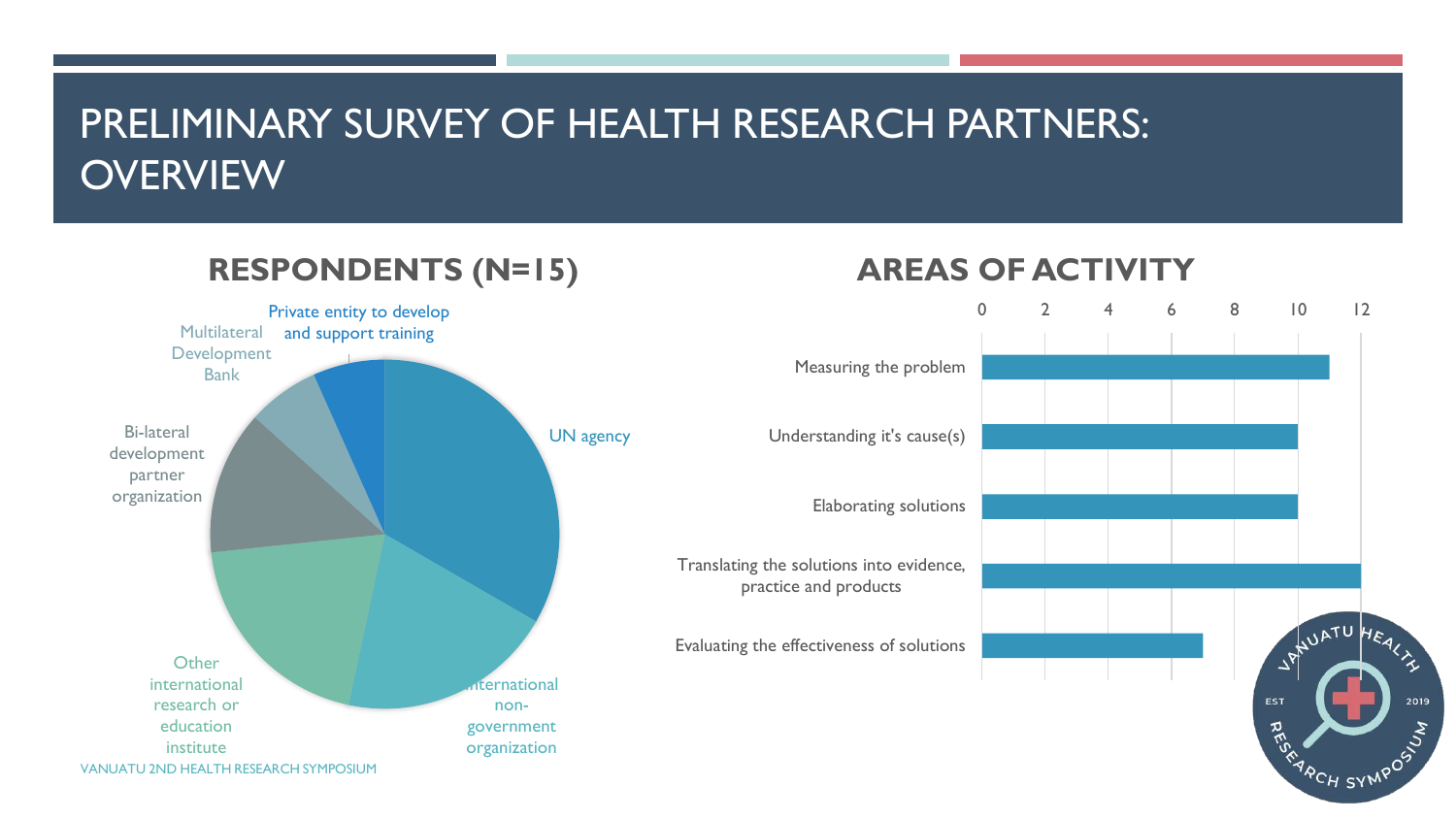# PRELIMINARY SURVEY OF HEALTH RESEARCH PARTNERS: OVERVIEW

## RESPONDENTS (N=15)

- UN agency
- International non-government organization
- Other international research or education institute
- Bi-lateral development partner organization
- Multilateral Development Bank
- Private entity to develop and support training

## AREAS OF ACTIVITY

| Area of activity | Count |
|---|---|
| Measuring the problem | 11 |
| Understanding it's cause(s) | 10 |
| Elaborating solutions | 10 |
| Translating the solutions into evidence, practice and products | 12 |
| Evaluating the effectiveness of solutions | 7 |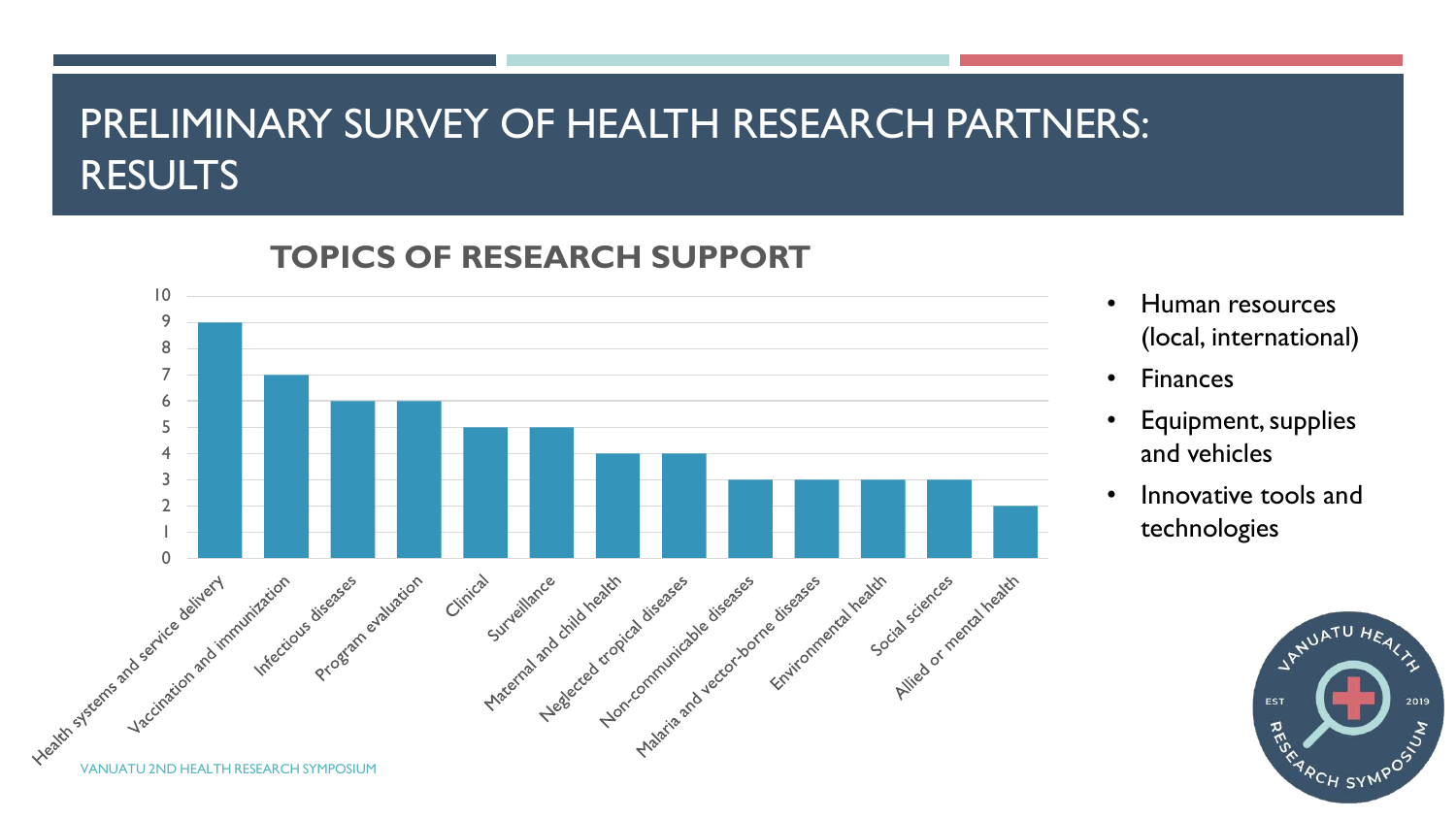# PRELIMINARY SURVEY OF HEALTH RESEARCH PARTNERS: RESULTS

## TOPICS OF RESEARCH SUPPORT

| Topic | Count |
| --- | --- |
| Health systems and service delivery | 9 |
| Vaccination and immunization | 7 |
| Infectious diseases | 6 |
| Program evaluation | 6 |
| Clinical | 5 |
| Surveillance | 5 |
| Maternal and child health | 4 |
| Neglected tropical diseases | 4 |
| Non-communicable diseases | 3 |
| Malaria and vector-borne diseases | 3 |
| Environmental health | 3 |
| Social sciences | 3 |
| Allied or mental health | 2 |

- Human resources (local, international)
- Finances
- Equipment, supplies and vehicles
- Innovative tools and technologies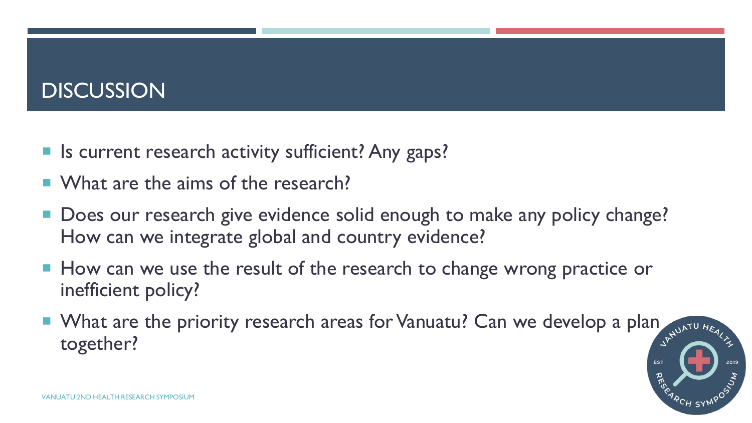# DISCUSSION

- Is current research activity sufficient? Any gaps?
- What are the aims of the research?
- Does our research give evidence solid enough to make any policy change? How can we integrate global and country evidence?
- How can we use the result of the research to change wrong practice or inefficient policy?
- What are the priority research areas for Vanuatu? Can we develop a plan together?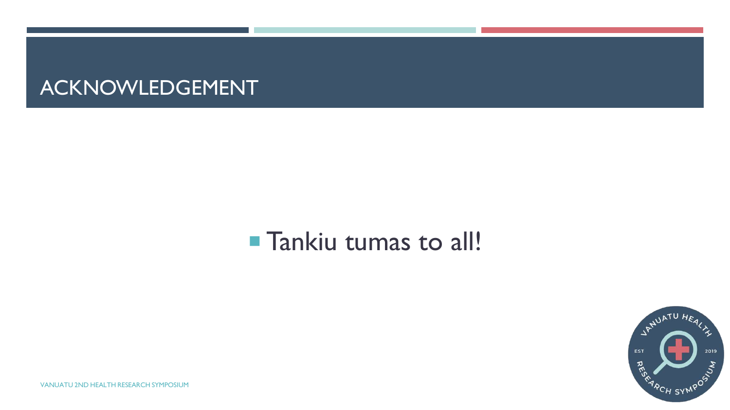# ACKNOWLEDGEMENT

- Tankiu tumas to all!